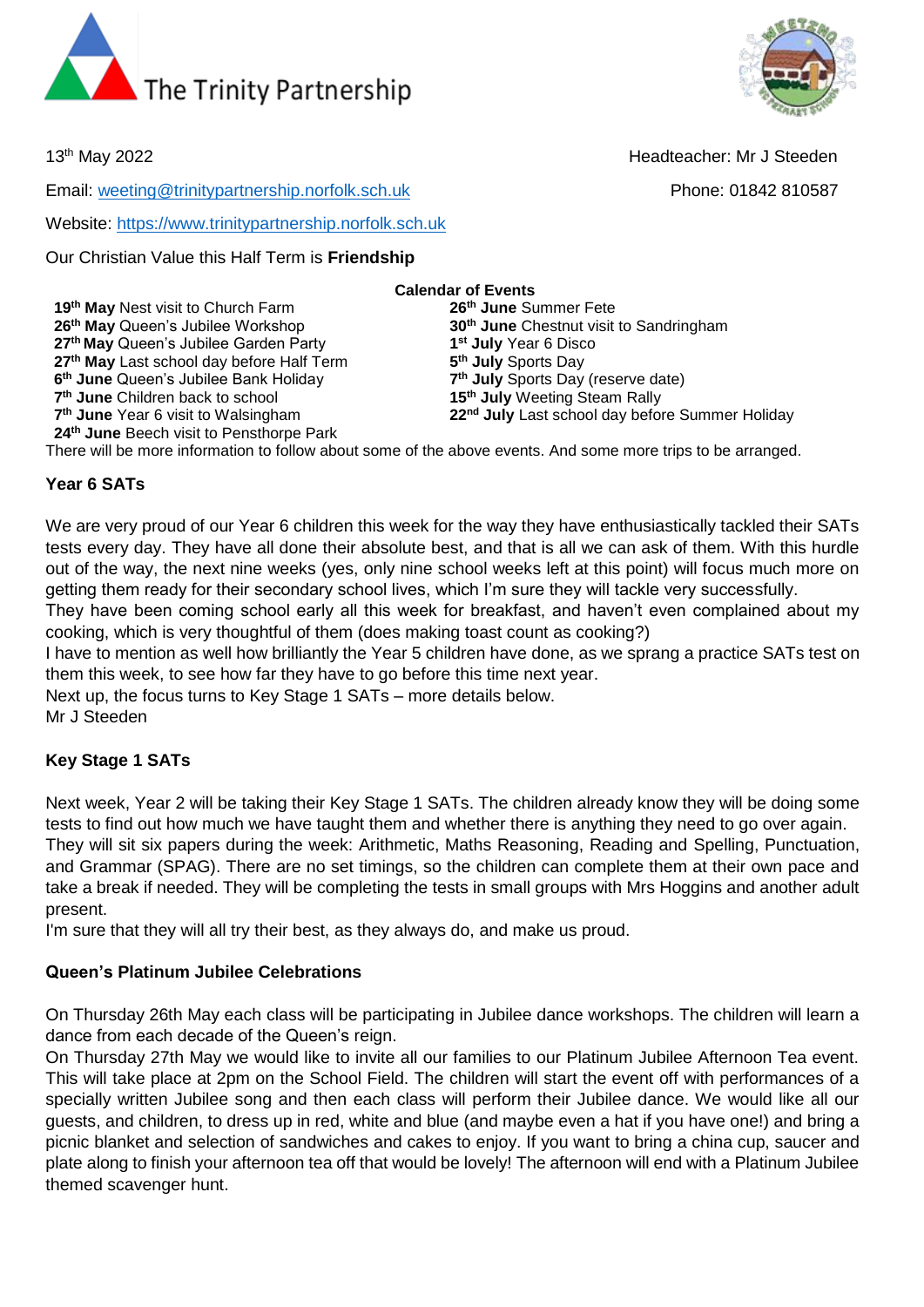The Trinity Partnership

13th May 2022

Headteacher: Mr J Steeden

Email: weeting@trinitypartnership.norfolk.sch.uk

Phone: 01842 810587

Website: https://www.trinitypartnership.norfolk.sch.uk

Our Christian Value this Half Term is **Friendship**

**Calendar of Events**

**19th May** Nest visit to Church Farm
**26th May** Queen's Jubilee Workshop
**27th May** Queen's Jubilee Garden Party
**27th May** Last school day before Half Term
**6th June** Queen's Jubilee Bank Holiday
**7th June** Children back to school
**7th June** Year 6 visit to Walsingham
**24th June** Beech visit to Pensthorpe Park
**26th June** Summer Fete
**30th June** Chestnut visit to Sandringham
**1st July** Year 6 Disco
**5th July** Sports Day
**7th July** Sports Day (reserve date)
**15th July** Weeting Steam Rally
**22nd July** Last school day before Summer Holiday

There will be more information to follow about some of the above events. And some more trips to be arranged.

## Year 6 SATs

We are very proud of our Year 6 children this week for the way they have enthusiastically tackled their SATs tests every day. They have all done their absolute best, and that is all we can ask of them. With this hurdle out of the way, the next nine weeks (yes, only nine school weeks left at this point) will focus much more on getting them ready for their secondary school lives, which I'm sure they will tackle very successfully.
They have been coming school early all this week for breakfast, and haven't even complained about my cooking, which is very thoughtful of them (does making toast count as cooking?)
I have to mention as well how brilliantly the Year 5 children have done, as we sprang a practice SATs test on them this week, to see how far they have to go before this time next year.
Next up, the focus turns to Key Stage 1 SATs – more details below.
Mr J Steeden

## Key Stage 1 SATs

Next week, Year 2 will be taking their Key Stage 1 SATs. The children already know they will be doing some tests to find out how much we have taught them and whether there is anything they need to go over again.
They will sit six papers during the week: Arithmetic, Maths Reasoning, Reading and Spelling, Punctuation, and Grammar (SPAG). There are no set timings, so the children can complete them at their own pace and take a break if needed. They will be completing the tests in small groups with Mrs Hoggins and another adult present.
I'm sure that they will all try their best, as they always do, and make us proud.

## Queen's Platinum Jubilee Celebrations

On Thursday 26th May each class will be participating in Jubilee dance workshops. The children will learn a dance from each decade of the Queen's reign.
On Thursday 27th May we would like to invite all our families to our Platinum Jubilee Afternoon Tea event. This will take place at 2pm on the School Field. The children will start the event off with performances of a specially written Jubilee song and then each class will perform their Jubilee dance. We would like all our guests, and children, to dress up in red, white and blue (and maybe even a hat if you have one!) and bring a picnic blanket and selection of sandwiches and cakes to enjoy. If you want to bring a china cup, saucer and plate along to finish your afternoon tea off that would be lovely! The afternoon will end with a Platinum Jubilee themed scavenger hunt.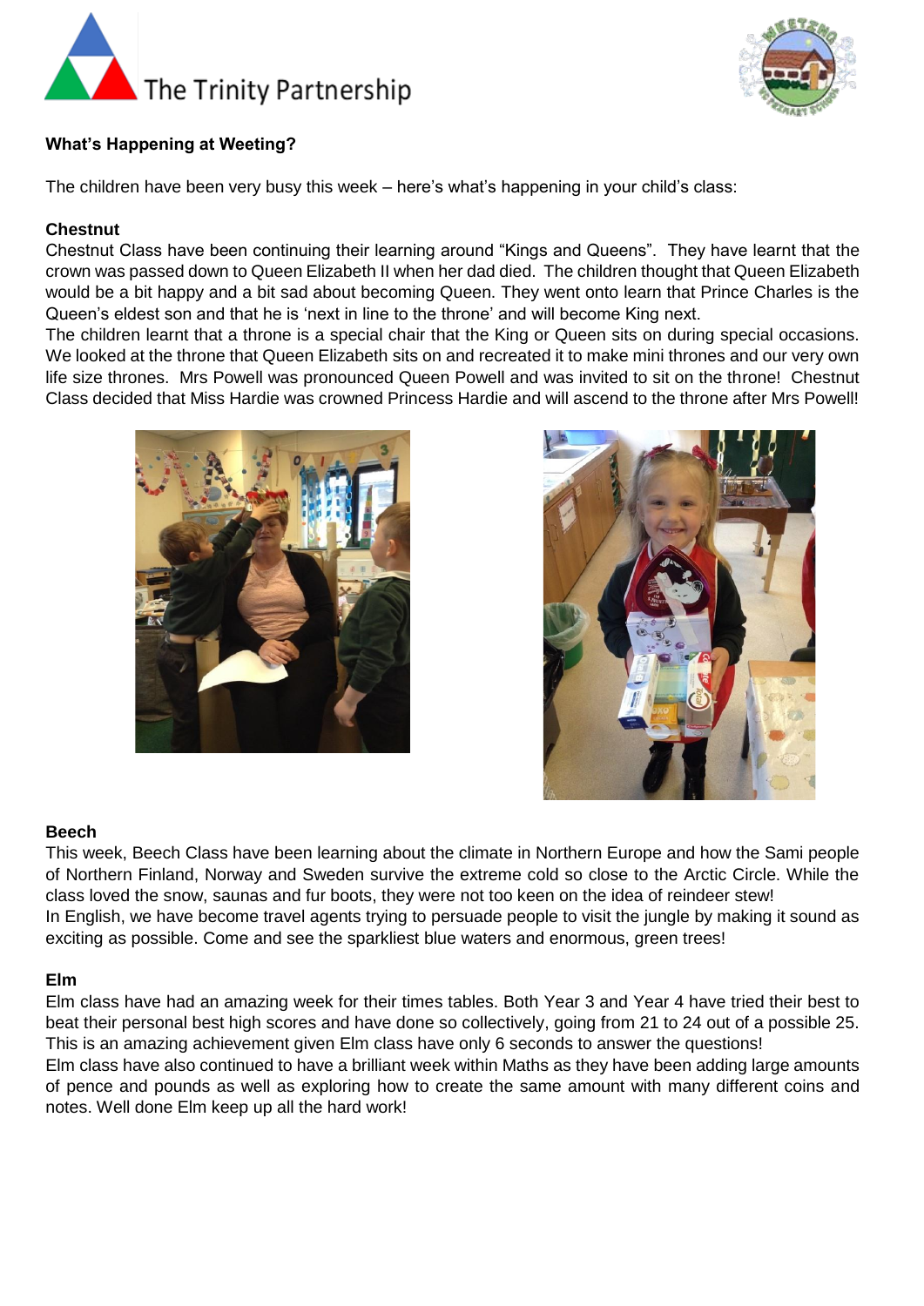The Trinity Partnership

## What's Happening at Weeting?

The children have been very busy this week – here's what's happening in your child's class:

### Chestnut

Chestnut Class have been continuing their learning around "Kings and Queens". They have learnt that the crown was passed down to Queen Elizabeth II when her dad died. The children thought that Queen Elizabeth would be a bit happy and a bit sad about becoming Queen. They went onto learn that Prince Charles is the Queen's eldest son and that he is 'next in line to the throne' and will become King next.

The children learnt that a throne is a special chair that the King or Queen sits on during special occasions. We looked at the throne that Queen Elizabeth sits on and recreated it to make mini thrones and our very own life size thrones. Mrs Powell was pronounced Queen Powell and was invited to sit on the throne! Chestnut Class decided that Miss Hardie was crowned Princess Hardie and will ascend to the throne after Mrs Powell!

### Beech

This week, Beech Class have been learning about the climate in Northern Europe and how the Sami people of Northern Finland, Norway and Sweden survive the extreme cold so close to the Arctic Circle. While the class loved the snow, saunas and fur boots, they were not too keen on the idea of reindeer stew!

In English, we have become travel agents trying to persuade people to visit the jungle by making it sound as exciting as possible. Come and see the sparkliest blue waters and enormous, green trees!

### Elm

Elm class have had an amazing week for their times tables. Both Year 3 and Year 4 have tried their best to beat their personal best high scores and have done so collectively, going from 21 to 24 out of a possible 25. This is an amazing achievement given Elm class have only 6 seconds to answer the questions!

Elm class have also continued to have a brilliant week within Maths as they have been adding large amounts of pence and pounds as well as exploring how to create the same amount with many different coins and notes. Well done Elm keep up all the hard work!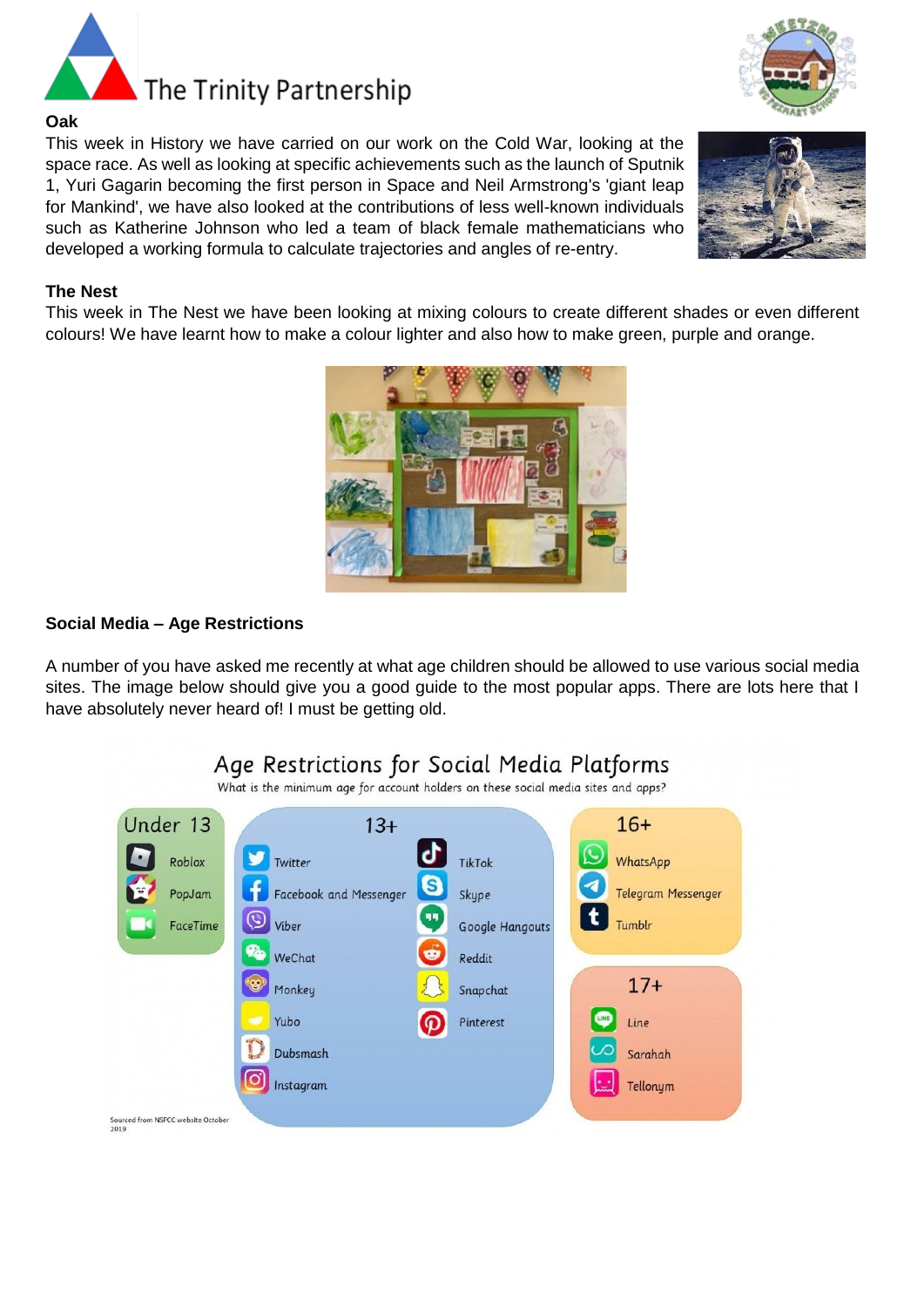## Oak

This week in History we have carried on our work on the Cold War, looking at the space race. As well as looking at specific achievements such as the launch of Sputnik 1, Yuri Gagarin becoming the first person in Space and Neil Armstrong's 'giant leap for Mankind', we have also looked at the contributions of less well-known individuals such as Katherine Johnson who led a team of black female mathematicians who developed a working formula to calculate trajectories and angles of re-entry.

## The Nest

This week in The Nest we have been looking at mixing colours to create different shades or even different colours! We have learnt how to make a colour lighter and also how to make green, purple and orange.

## Social Media – Age Restrictions

A number of you have asked me recently at what age children should be allowed to use various social media sites. The image below should give you a good guide to the most popular apps. There are lots here that I have absolutely never heard of! I must be getting old.

### Age Restrictions for Social Media Platforms

What is the minimum age for account holders on these social media sites and apps?

**Under 13**
- Roblox
- PopJam
- FaceTime

**13+**
- Twitter
- Facebook and Messenger
- Viber
- WeChat
- Monkey
- Yubo
- Dubsmash
- Instagram
- TikTok
- Skype
- Google Hangouts
- Reddit
- Snapchat
- Pinterest

**16+**
- WhatsApp
- Telegram Messenger
- Tumblr

**17+**
- Line
- Sarahah
- Tellonym

Sourced from NSPCC website October 2019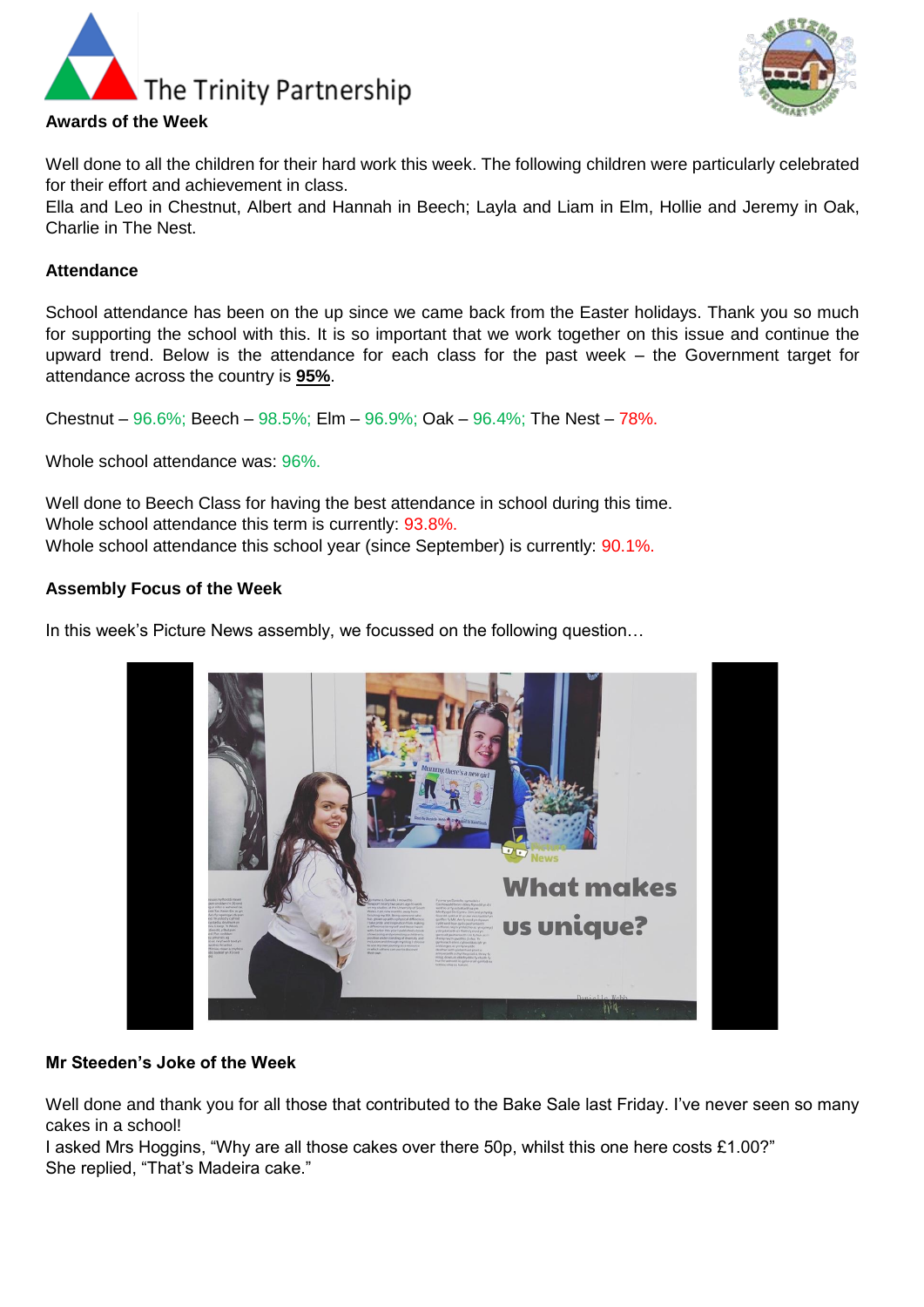**Awards of the Week**

Well done to all the children for their hard work this week. The following children were particularly celebrated for their effort and achievement in class.
Ella and Leo in Chestnut, Albert and Hannah in Beech; Layla and Liam in Elm, Hollie and Jeremy in Oak, Charlie in The Nest.

**Attendance**

School attendance has been on the up since we came back from the Easter holidays. Thank you so much for supporting the school with this. It is so important that we work together on this issue and continue the upward trend. Below is the attendance for each class for the past week – the Government target for attendance across the country is **95%**.

Chestnut – 96.6%; Beech – 98.5%; Elm – 96.9%; Oak – 96.4%; The Nest – 78%.

Whole school attendance was: 96%.

Well done to Beech Class for having the best attendance in school during this time.
Whole school attendance this term is currently: 93.8%.
Whole school attendance this school year (since September) is currently: 90.1%.

**Assembly Focus of the Week**

In this week's Picture News assembly, we focussed on the following question…

**Mr Steeden's Joke of the Week**

Well done and thank you for all those that contributed to the Bake Sale last Friday. I've never seen so many cakes in a school!
I asked Mrs Hoggins, "Why are all those cakes over there 50p, whilst this one here costs £1.00?"
She replied, "That's Madeira cake."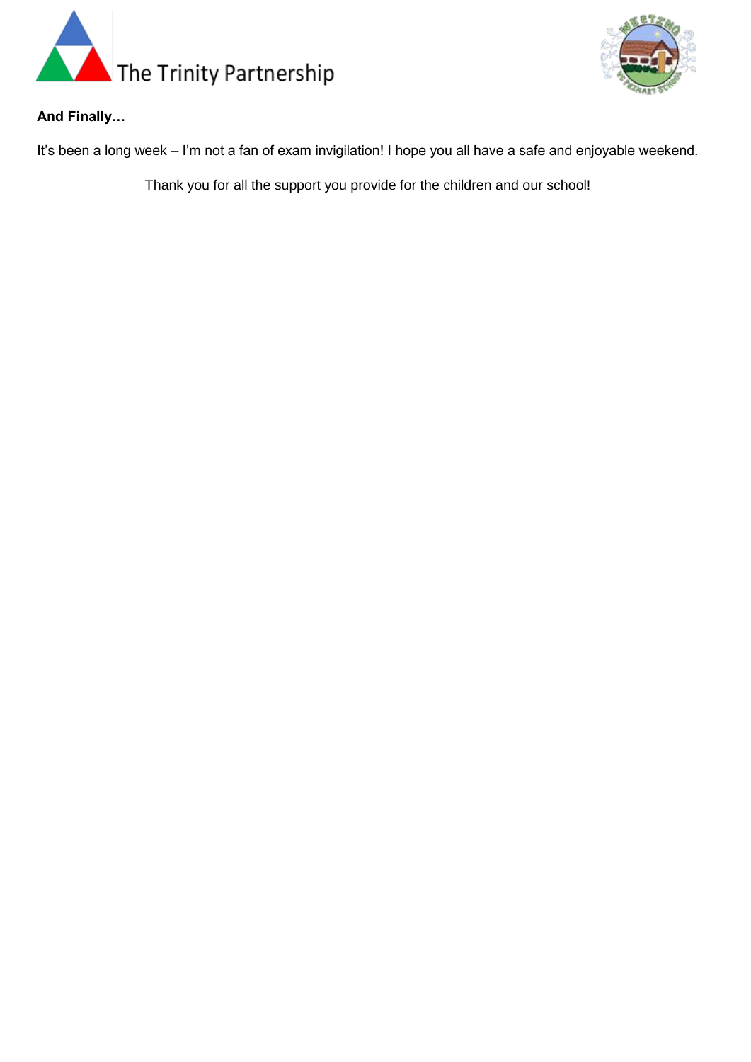**And Finally…**

It's been a long week – I'm not a fan of exam invigilation! I hope you all have a safe and enjoyable weekend.

Thank you for all the support you provide for the children and our school!